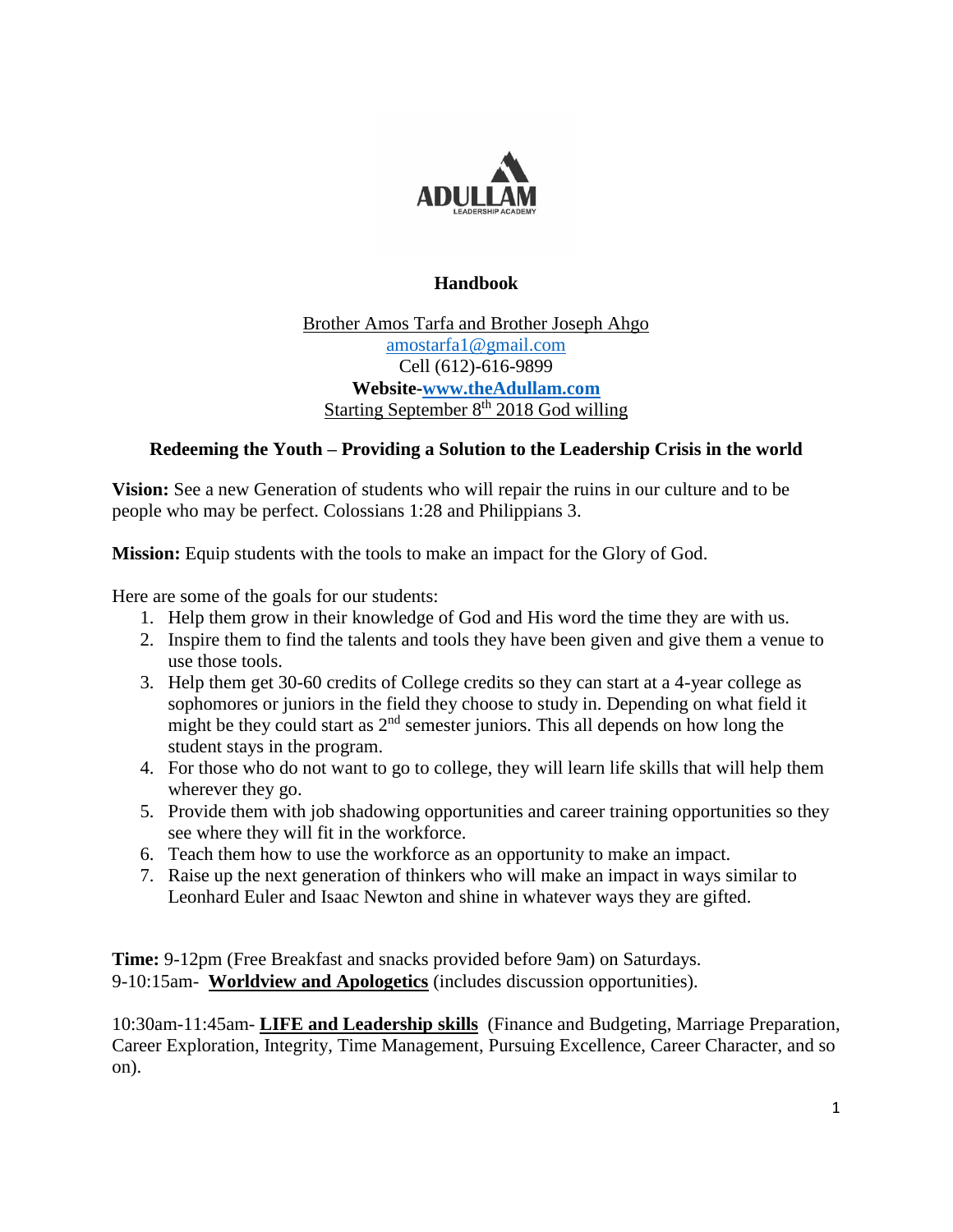ADULLAM
LEADERSHIP ACADEMY

# Handbook

Brother Amos Tarfa and Brother Joseph Ahgo
amostarfa1@gmail.com
Cell (612)-616-9899
**Website-www.theAdullam.com**
Starting September 8th 2018 God willing

## Redeeming the Youth – Providing a Solution to the Leadership Crisis in the world

**Vision:** See a new Generation of students who will repair the ruins in our culture and to be people who may be perfect. Colossians 1:28 and Philippians 3.

**Mission:** Equip students with the tools to make an impact for the Glory of God.

Here are some of the goals for our students:

1. Help them grow in their knowledge of God and His word the time they are with us.
2. Inspire them to find the talents and tools they have been given and give them a venue to use those tools.
3. Help them get 30-60 credits of College credits so they can start at a 4-year college as sophomores or juniors in the field they choose to study in. Depending on what field it might be they could start as 2nd semester juniors. This all depends on how long the student stays in the program.
4. For those who do not want to go to college, they will learn life skills that will help them wherever they go.
5. Provide them with job shadowing opportunities and career training opportunities so they see where they will fit in the workforce.
6. Teach them how to use the workforce as an opportunity to make an impact.
7. Raise up the next generation of thinkers who will make an impact in ways similar to Leonhard Euler and Isaac Newton and shine in whatever ways they are gifted.

**Time:** 9-12pm (Free Breakfast and snacks provided before 9am) on Saturdays.
9-10:15am- **Worldview and Apologetics** (includes discussion opportunities).

10:30am-11:45am- **LIFE and Leadership skills** (Finance and Budgeting, Marriage Preparation, Career Exploration, Integrity, Time Management, Pursuing Excellence, Career Character, and so on).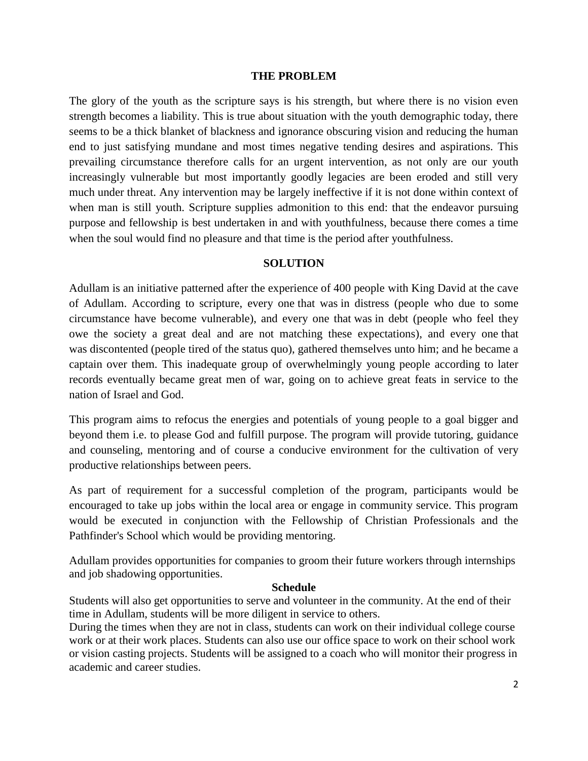## THE PROBLEM

The glory of the youth as the scripture says is his strength, but where there is no vision even strength becomes a liability. This is true about situation with the youth demographic today, there seems to be a thick blanket of blackness and ignorance obscuring vision and reducing the human end to just satisfying mundane and most times negative tending desires and aspirations. This prevailing circumstance therefore calls for an urgent intervention, as not only are our youth increasingly vulnerable but most importantly goodly legacies are been eroded and still very much under threat. Any intervention may be largely ineffective if it is not done within context of when man is still youth. Scripture supplies admonition to this end: that the endeavor pursuing purpose and fellowship is best undertaken in and with youthfulness, because there comes a time when the soul would find no pleasure and that time is the period after youthfulness.

## SOLUTION

Adullam is an initiative patterned after the experience of 400 people with King David at the cave of Adullam. According to scripture, every one that was in distress (people who due to some circumstance have become vulnerable), and every one that was in debt (people who feel they owe the society a great deal and are not matching these expectations), and every one that was discontented (people tired of the status quo), gathered themselves unto him; and he became a captain over them. This inadequate group of overwhelmingly young people according to later records eventually became great men of war, going on to achieve great feats in service to the nation of Israel and God.

This program aims to refocus the energies and potentials of young people to a goal bigger and beyond them i.e. to please God and fulfill purpose. The program will provide tutoring, guidance and counseling, mentoring and of course a conducive environment for the cultivation of very productive relationships between peers.

As part of requirement for a successful completion of the program, participants would be encouraged to take up jobs within the local area or engage in community service. This program would be executed in conjunction with the Fellowship of Christian Professionals and the Pathfinder's School which would be providing mentoring.

Adullam provides opportunities for companies to groom their future workers through internships and job shadowing opportunities.

## Schedule

Students will also get opportunities to serve and volunteer in the community. At the end of their time in Adullam, students will be more diligent in service to others.

During the times when they are not in class, students can work on their individual college course work or at their work places. Students can also use our office space to work on their school work or vision casting projects. Students will be assigned to a coach who will monitor their progress in academic and career studies.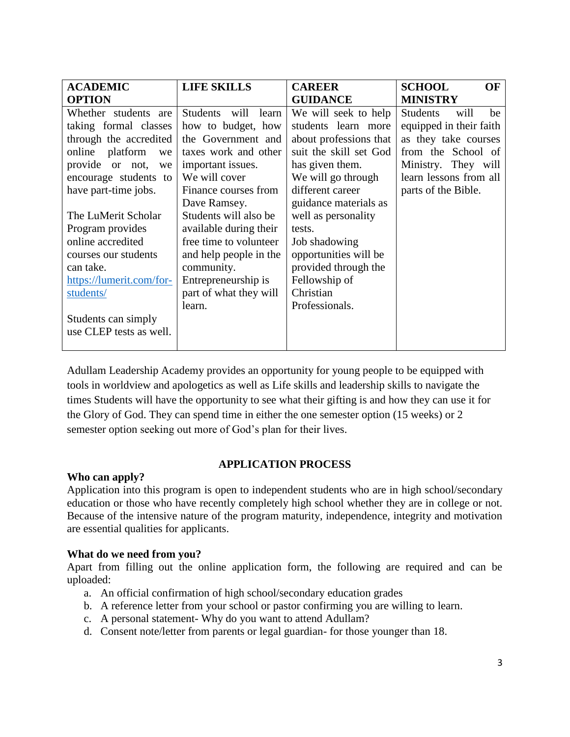| ACADEMIC OPTION | LIFE SKILLS | CAREER GUIDANCE | SCHOOL OF MINISTRY |
|---|---|---|---|
| Whether students are taking formal classes through the accredited online platform we provide or not, we encourage students to have part-time jobs.<br><br>The LuMerit Scholar Program provides online accredited courses our students can take. [https://lumerit.com/for-students/](https://lumerit.com/for-students/)<br><br>Students can simply use CLEP tests as well. | Students will learn how to budget, how the Government and taxes work and other important issues.<br>We will cover Finance courses from Dave Ramsey.<br>Students will also be available during their free time to volunteer and help people in the community.<br>Entrepreneurship is part of what they will learn. | We will seek to help students learn more about professions that suit the skill set God has given them.<br>We will go through different career guidance materials as well as personality tests.<br>Job shadowing opportunities will be provided through the Fellowship of Christian Professionals. | Students will be equipped in their faith as they take courses from the School of Ministry. They will learn lessons from all parts of the Bible. |

Adullam Leadership Academy provides an opportunity for young people to be equipped with tools in worldview and apologetics as well as Life skills and leadership skills to navigate the times Students will have the opportunity to see what their gifting is and how they can use it for the Glory of God. They can spend time in either the one semester option (15 weeks) or 2 semester option seeking out more of God's plan for their lives.

## APPLICATION PROCESS

**Who can apply?**

Application into this program is open to independent students who are in high school/secondary education or those who have recently completely high school whether they are in college or not. Because of the intensive nature of the program maturity, independence, integrity and motivation are essential qualities for applicants.

**What do we need from you?**

Apart from filling out the online application form, the following are required and can be uploaded:

a. An official confirmation of high school/secondary education grades
b. A reference letter from your school or pastor confirming you are willing to learn.
c. A personal statement- Why do you want to attend Adullam?
d. Consent note/letter from parents or legal guardian- for those younger than 18.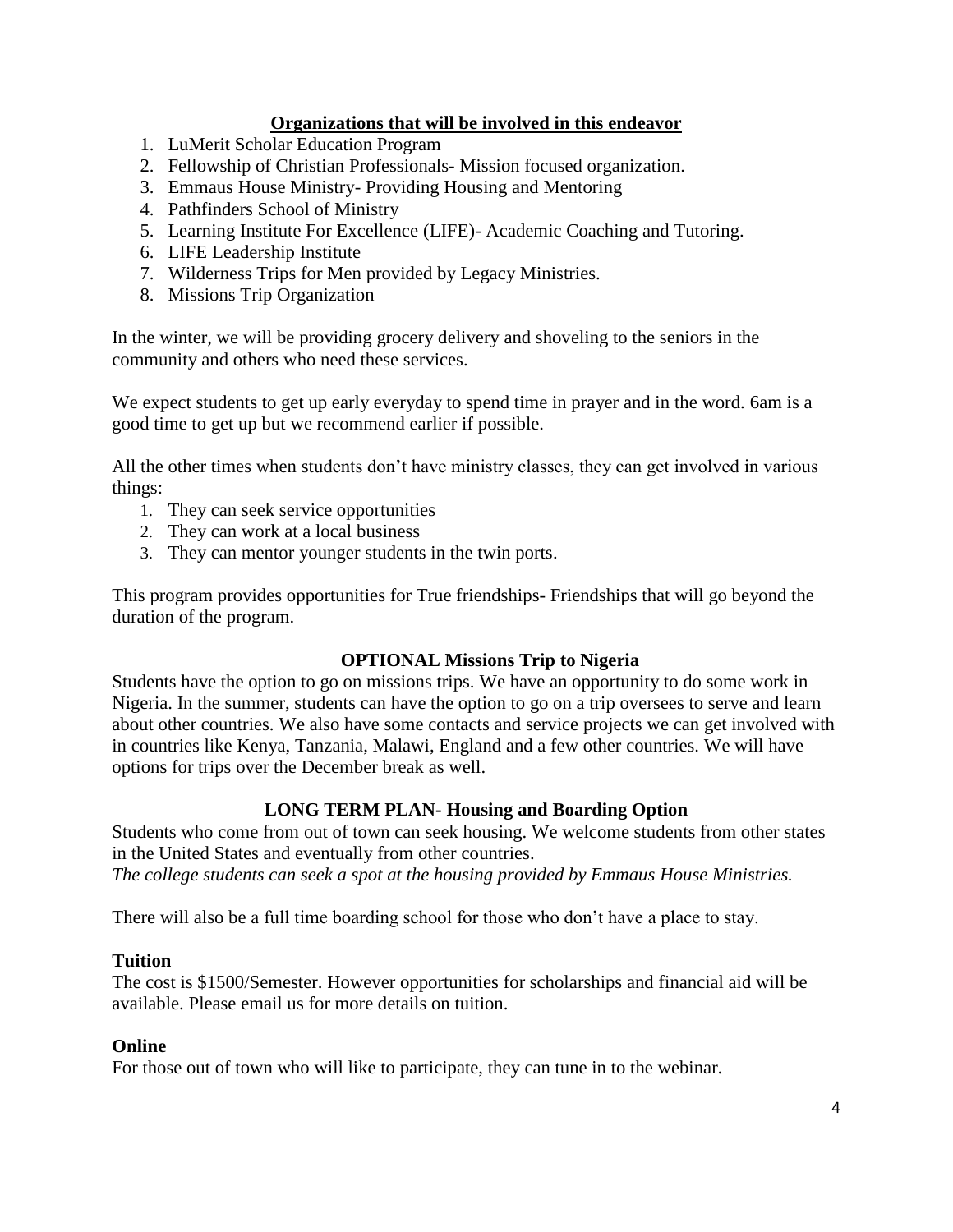## Organizations that will be involved in this endeavor

1. LuMerit Scholar Education Program
2. Fellowship of Christian Professionals- Mission focused organization.
3. Emmaus House Ministry- Providing Housing and Mentoring
4. Pathfinders School of Ministry
5. Learning Institute For Excellence (LIFE)- Academic Coaching and Tutoring.
6. LIFE Leadership Institute
7. Wilderness Trips for Men provided by Legacy Ministries.
8. Missions Trip Organization

In the winter, we will be providing grocery delivery and shoveling to the seniors in the community and others who need these services.

We expect students to get up early everyday to spend time in prayer and in the word. 6am is a good time to get up but we recommend earlier if possible.

All the other times when students don't have ministry classes, they can get involved in various things:

1. They can seek service opportunities
2. They can work at a local business
3. They can mentor younger students in the twin ports.

This program provides opportunities for True friendships- Friendships that will go beyond the duration of the program.

### OPTIONAL Missions Trip to Nigeria

Students have the option to go on missions trips. We have an opportunity to do some work in Nigeria. In the summer, students can have the option to go on a trip oversees to serve and learn about other countries. We also have some contacts and service projects we can get involved with in countries like Kenya, Tanzania, Malawi, England and a few other countries. We will have options for trips over the December break as well.

### LONG TERM PLAN- Housing and Boarding Option

Students who come from out of town can seek housing. We welcome students from other states in the United States and eventually from other countries.
*The college students can seek a spot at the housing provided by Emmaus House Ministries.*

There will also be a full time boarding school for those who don't have a place to stay.

### Tuition

The cost is $1500/Semester. However opportunities for scholarships and financial aid will be available. Please email us for more details on tuition.

### Online

For those out of town who will like to participate, they can tune in to the webinar.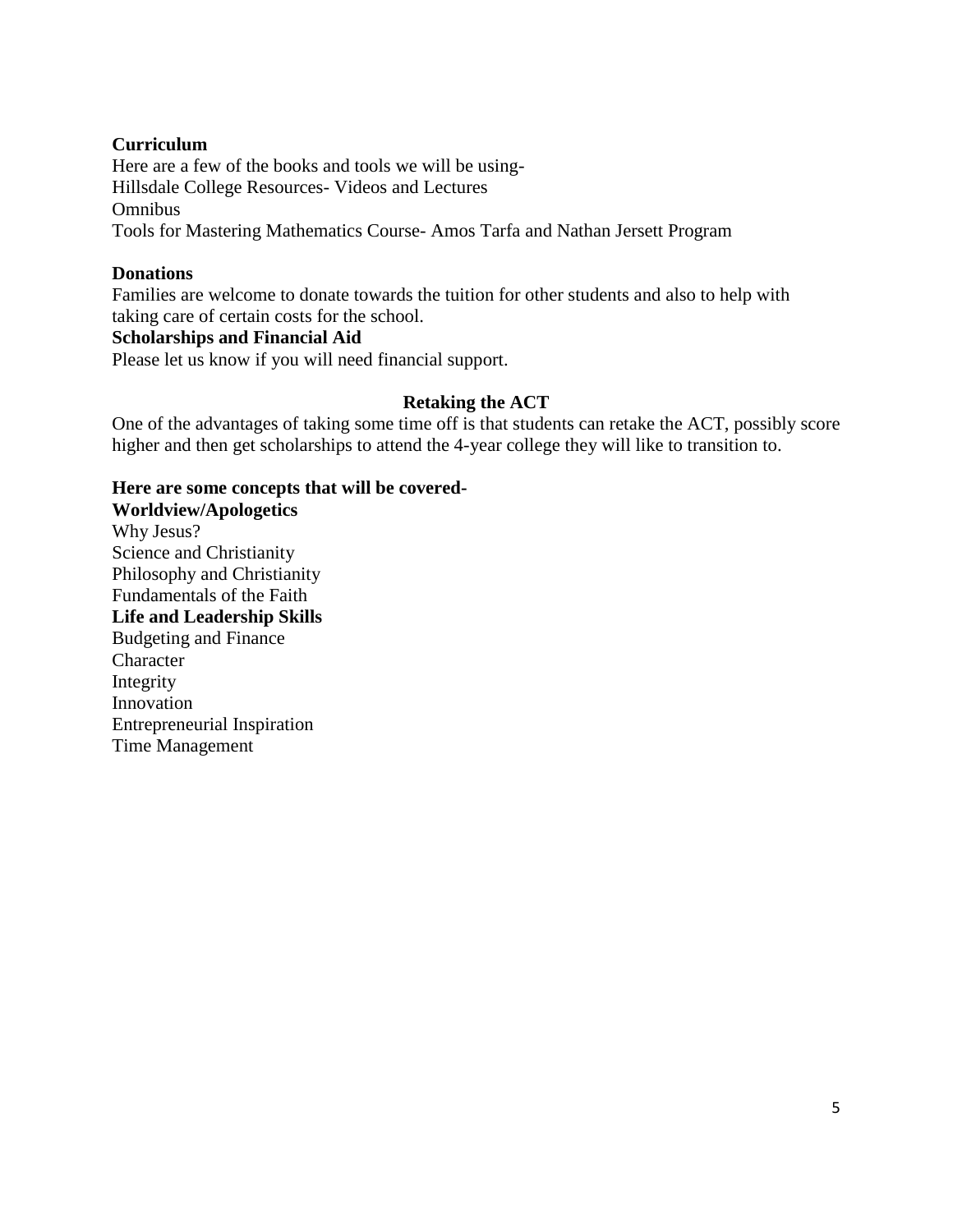**Curriculum**

Here are a few of the books and tools we will be using-
Hillsdale College Resources- Videos and Lectures
Omnibus
Tools for Mastering Mathematics Course- Amos Tarfa and Nathan Jersett Program

**Donations**

Families are welcome to donate towards the tuition for other students and also to help with taking care of certain costs for the school.

**Scholarships and Financial Aid**

Please let us know if you will need financial support.

**Retaking the ACT**

One of the advantages of taking some time off is that students can retake the ACT, possibly score higher and then get scholarships to attend the 4-year college they will like to transition to.

**Here are some concepts that will be covered-**

**Worldview/Apologetics**

Why Jesus?
Science and Christianity
Philosophy and Christianity
Fundamentals of the Faith

**Life and Leadership Skills**

Budgeting and Finance
Character
Integrity
Innovation
Entrepreneurial Inspiration
Time Management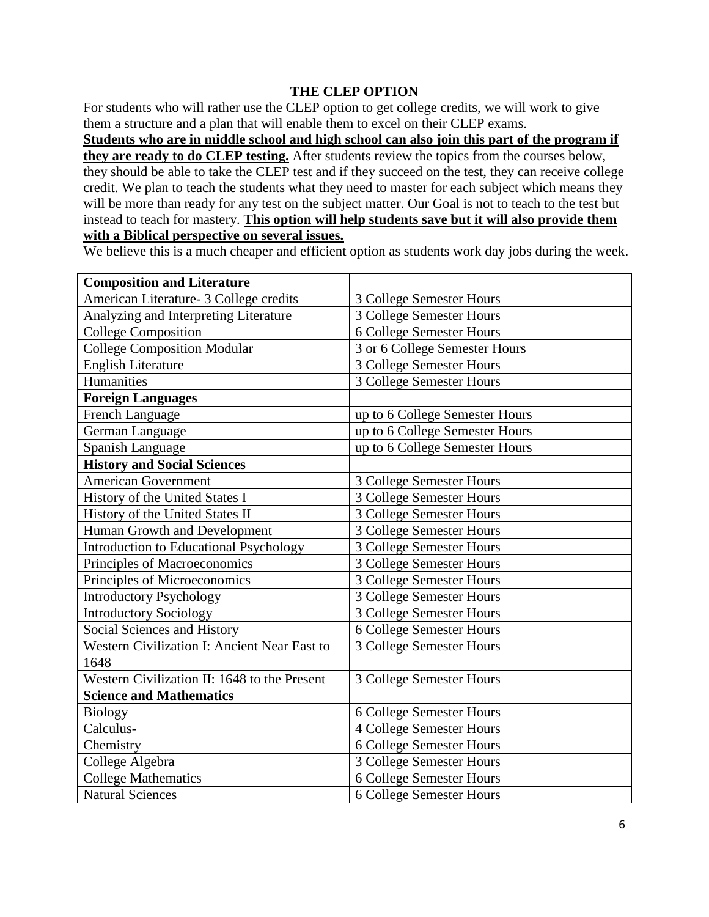## THE CLEP OPTION

For students who will rather use the CLEP option to get college credits, we will work to give them a structure and a plan that will enable them to excel on their CLEP exams.

**Students who are in middle school and high school can also join this part of the program if they are ready to do CLEP testing.** After students review the topics from the courses below, they should be able to take the CLEP test and if they succeed on the test, they can receive college credit. We plan to teach the students what they need to master for each subject which means they will be more than ready for any test on the subject matter. Our Goal is not to teach to the test but instead to teach for mastery. **This option will help students save but it will also provide them with a Biblical perspective on several issues.**

We believe this is a much cheaper and efficient option as students work day jobs during the week.

| **Composition and Literature** | |
|---|---|
| American Literature- 3 College credits | 3 College Semester Hours |
| Analyzing and Interpreting Literature | 3 College Semester Hours |
| College Composition | 6 College Semester Hours |
| College Composition Modular | 3 or 6 College Semester Hours |
| English Literature | 3 College Semester Hours |
| Humanities | 3 College Semester Hours |
| **Foreign Languages** | |
| French Language | up to 6 College Semester Hours |
| German Language | up to 6 College Semester Hours |
| Spanish Language | up to 6 College Semester Hours |
| **History and Social Sciences** | |
| American Government | 3 College Semester Hours |
| History of the United States I | 3 College Semester Hours |
| History of the United States II | 3 College Semester Hours |
| Human Growth and Development | 3 College Semester Hours |
| Introduction to Educational Psychology | 3 College Semester Hours |
| Principles of Macroeconomics | 3 College Semester Hours |
| Principles of Microeconomics | 3 College Semester Hours |
| Introductory Psychology | 3 College Semester Hours |
| Introductory Sociology | 3 College Semester Hours |
| Social Sciences and History | 6 College Semester Hours |
| Western Civilization I: Ancient Near East to 1648 | 3 College Semester Hours |
| Western Civilization II: 1648 to the Present | 3 College Semester Hours |
| **Science and Mathematics** | |
| Biology | 6 College Semester Hours |
| Calculus- | 4 College Semester Hours |
| Chemistry | 6 College Semester Hours |
| College Algebra | 3 College Semester Hours |
| College Mathematics | 6 College Semester Hours |
| Natural Sciences | 6 College Semester Hours |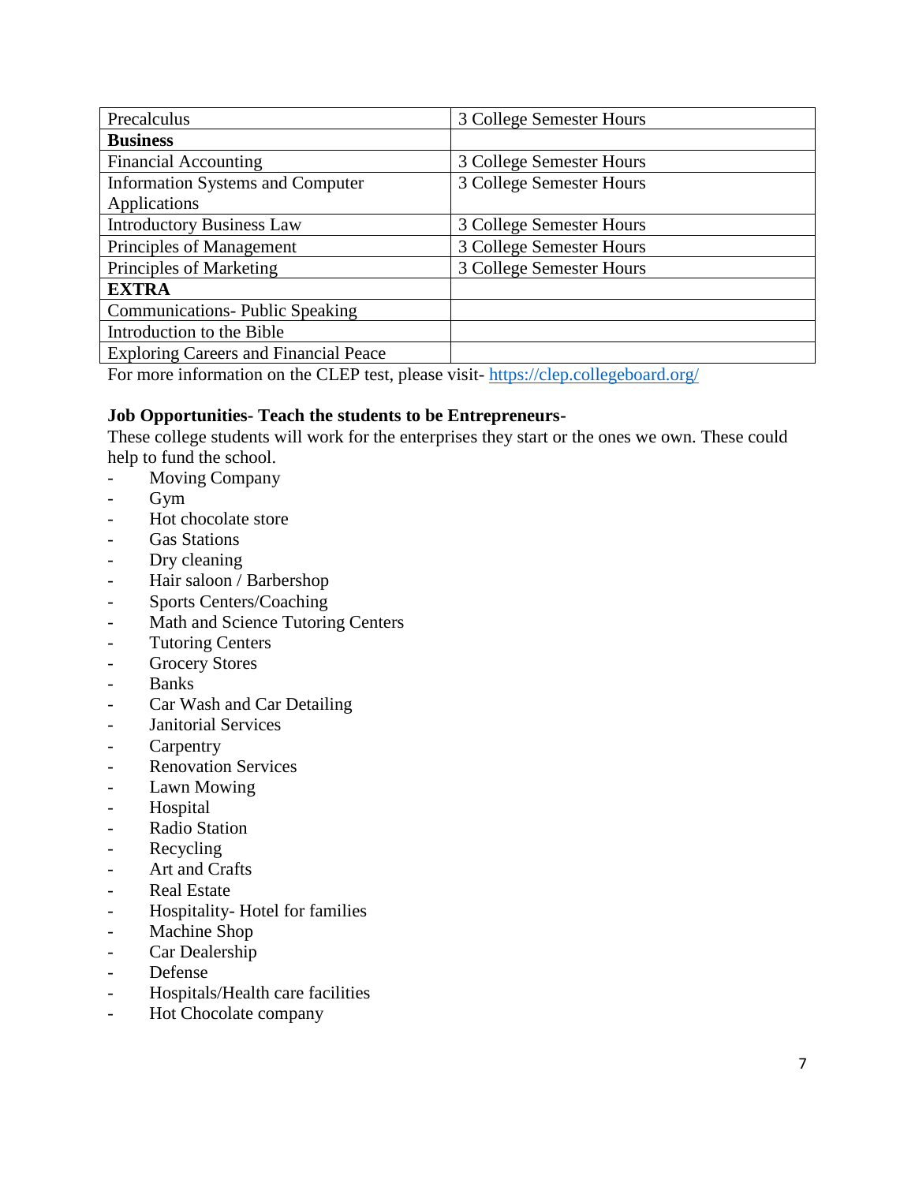| Precalculus | 3 College Semester Hours |
|---|---|
| **Business** | |
| Financial Accounting | 3 College Semester Hours |
| Information Systems and Computer Applications | 3 College Semester Hours |
| Introductory Business Law | 3 College Semester Hours |
| Principles of Management | 3 College Semester Hours |
| Principles of Marketing | 3 College Semester Hours |
| **EXTRA** | |
| Communications- Public Speaking | |
| Introduction to the Bible | |
| Exploring Careers and Financial Peace | |

For more information on the CLEP test, please visit- https://clep.collegeboard.org/

**Job Opportunities- Teach the students to be Entrepreneurs-**

These college students will work for the enterprises they start or the ones we own. These could help to fund the school.

- Moving Company
- Gym
- Hot chocolate store
- Gas Stations
- Dry cleaning
- Hair saloon / Barbershop
- Sports Centers/Coaching
- Math and Science Tutoring Centers
- Tutoring Centers
- Grocery Stores
- Banks
- Car Wash and Car Detailing
- Janitorial Services
- Carpentry
- Renovation Services
- Lawn Mowing
- Hospital
- Radio Station
- Recycling
- Art and Crafts
- Real Estate
- Hospitality- Hotel for families
- Machine Shop
- Car Dealership
- Defense
- Hospitals/Health care facilities
- Hot Chocolate company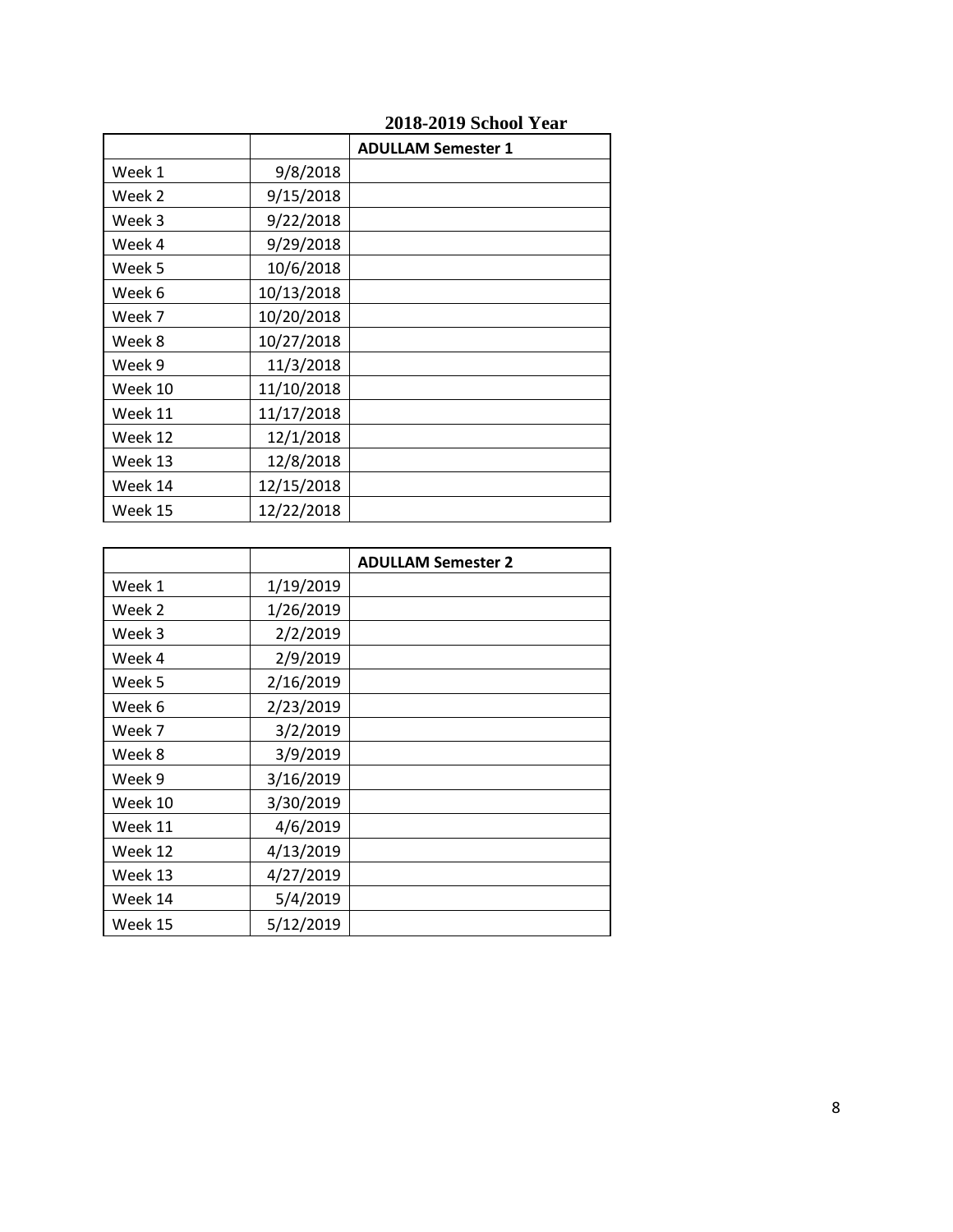**2018-2019 School Year**

| | | ADULLAM Semester 1 |
|---|---|---|
| Week 1 | 9/8/2018 | |
| Week 2 | 9/15/2018 | |
| Week 3 | 9/22/2018 | |
| Week 4 | 9/29/2018 | |
| Week 5 | 10/6/2018 | |
| Week 6 | 10/13/2018 | |
| Week 7 | 10/20/2018 | |
| Week 8 | 10/27/2018 | |
| Week 9 | 11/3/2018 | |
| Week 10 | 11/10/2018 | |
| Week 11 | 11/17/2018 | |
| Week 12 | 12/1/2018 | |
| Week 13 | 12/8/2018 | |
| Week 14 | 12/15/2018 | |
| Week 15 | 12/22/2018 | |

| | | ADULLAM Semester 2 |
|---|---|---|
| Week 1 | 1/19/2019 | |
| Week 2 | 1/26/2019 | |
| Week 3 | 2/2/2019 | |
| Week 4 | 2/9/2019 | |
| Week 5 | 2/16/2019 | |
| Week 6 | 2/23/2019 | |
| Week 7 | 3/2/2019 | |
| Week 8 | 3/9/2019 | |
| Week 9 | 3/16/2019 | |
| Week 10 | 3/30/2019 | |
| Week 11 | 4/6/2019 | |
| Week 12 | 4/13/2019 | |
| Week 13 | 4/27/2019 | |
| Week 14 | 5/4/2019 | |
| Week 15 | 5/12/2019 | |